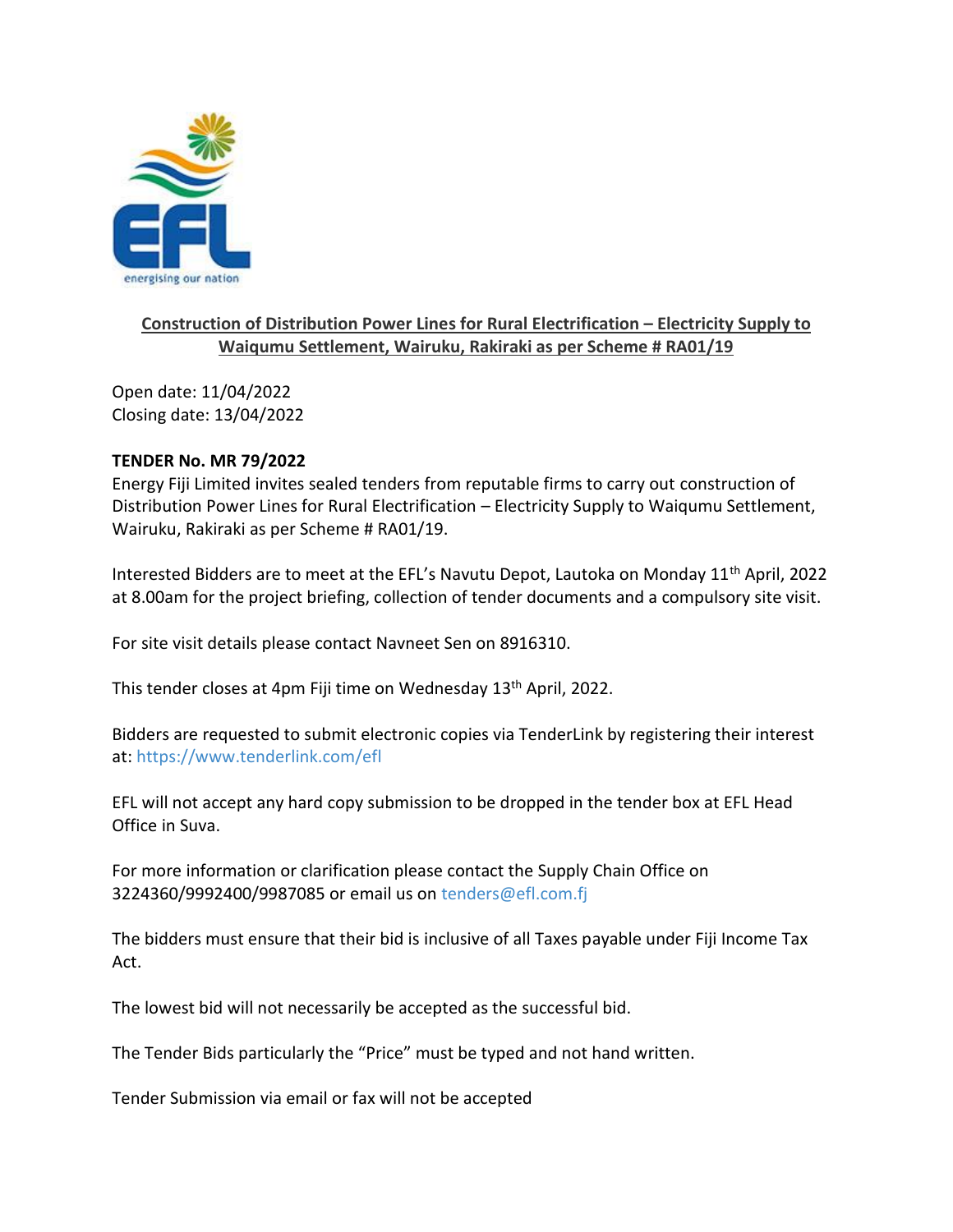**Construction of Distribution Power Lines for Rural Electrification – Electricity Supply to Waiqumu Settlement, Wairuku, Rakiraki as per Scheme # RA01/19**

Open date: 11/04/2022
Closing date: 13/04/2022

**TENDER No. MR 79/2022**

Energy Fiji Limited invites sealed tenders from reputable firms to carry out construction of Distribution Power Lines for Rural Electrification – Electricity Supply to Waiqumu Settlement, Wairuku, Rakiraki as per Scheme # RA01/19.

Interested Bidders are to meet at the EFL's Navutu Depot, Lautoka on Monday 11th April, 2022 at 8.00am for the project briefing, collection of tender documents and a compulsory site visit.

For site visit details please contact Navneet Sen on 8916310.

This tender closes at 4pm Fiji time on Wednesday 13th April, 2022.

Bidders are requested to submit electronic copies via TenderLink by registering their interest at: https://www.tenderlink.com/efl

EFL will not accept any hard copy submission to be dropped in the tender box at EFL Head Office in Suva.

For more information or clarification please contact the Supply Chain Office on 3224360/9992400/9987085 or email us on tenders@efl.com.fj

The bidders must ensure that their bid is inclusive of all Taxes payable under Fiji Income Tax Act.

The lowest bid will not necessarily be accepted as the successful bid.

The Tender Bids particularly the "Price" must be typed and not hand written.

Tender Submission via email or fax will not be accepted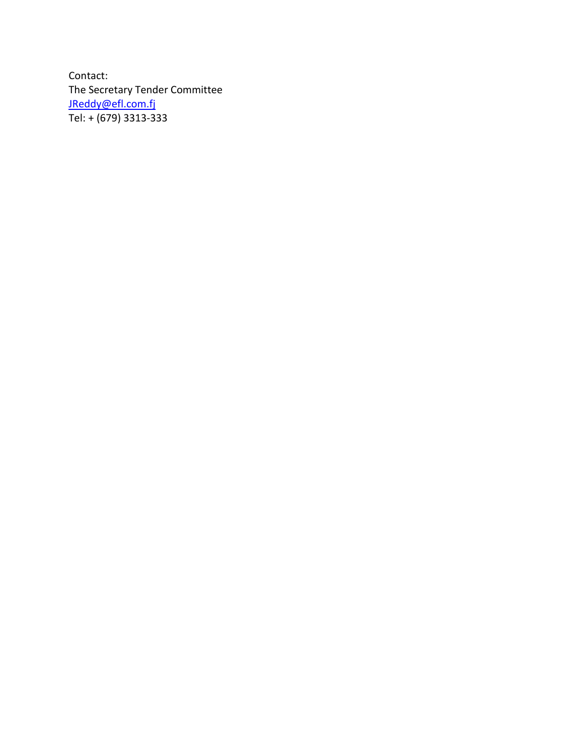Contact:
The Secretary Tender Committee
[JReddy@efl.com.fj](mailto:JReddy@efl.com.fj)
Tel: + (679) 3313-333